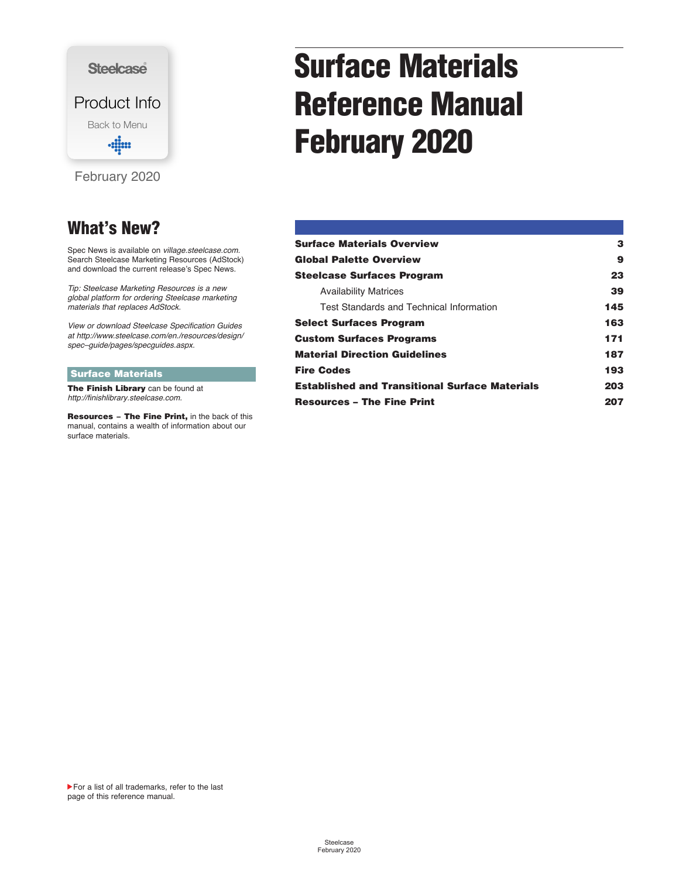Steelcase

Product Info

Back to Menu

February 2020

# Surface Materials Reference Manual February 2020

| | |
|---|---|
| **Surface Materials Overview** | **3** |
| **Global Palette Overview** | **9** |
| **Steelcase Surfaces Program** | **23** |
| Availability Matrices | **39** |
| Test Standards and Technical Information | **145** |
| **Select Surfaces Program** | **163** |
| **Custom Surfaces Programs** | **171** |
| **Material Direction Guidelines** | **187** |
| **Fire Codes** | **193** |
| **Established and Transitional Surface Materials** | **203** |
| **Resources – The Fine Print** | **207** |

## What's New?

Spec News is available on *village.steelcase.com.* Search Steelcase Marketing Resources (AdStock) and download the current release's Spec News.

*Tip: Steelcase Marketing Resources is a new global platform for ordering Steelcase marketing materials that replaces AdStock.*

*View or download Steelcase Specification Guides at http://www.steelcase.com/en./resources/design/spec–guide/pages/specguides.aspx.*

### Surface Materials

**The Finish Library** can be found at *http://finishlibrary.steelcase.com.*

**Resources – The Fine Print,** in the back of this manual, contains a wealth of information about our surface materials.

▶For a list of all trademarks, refer to the last page of this reference manual.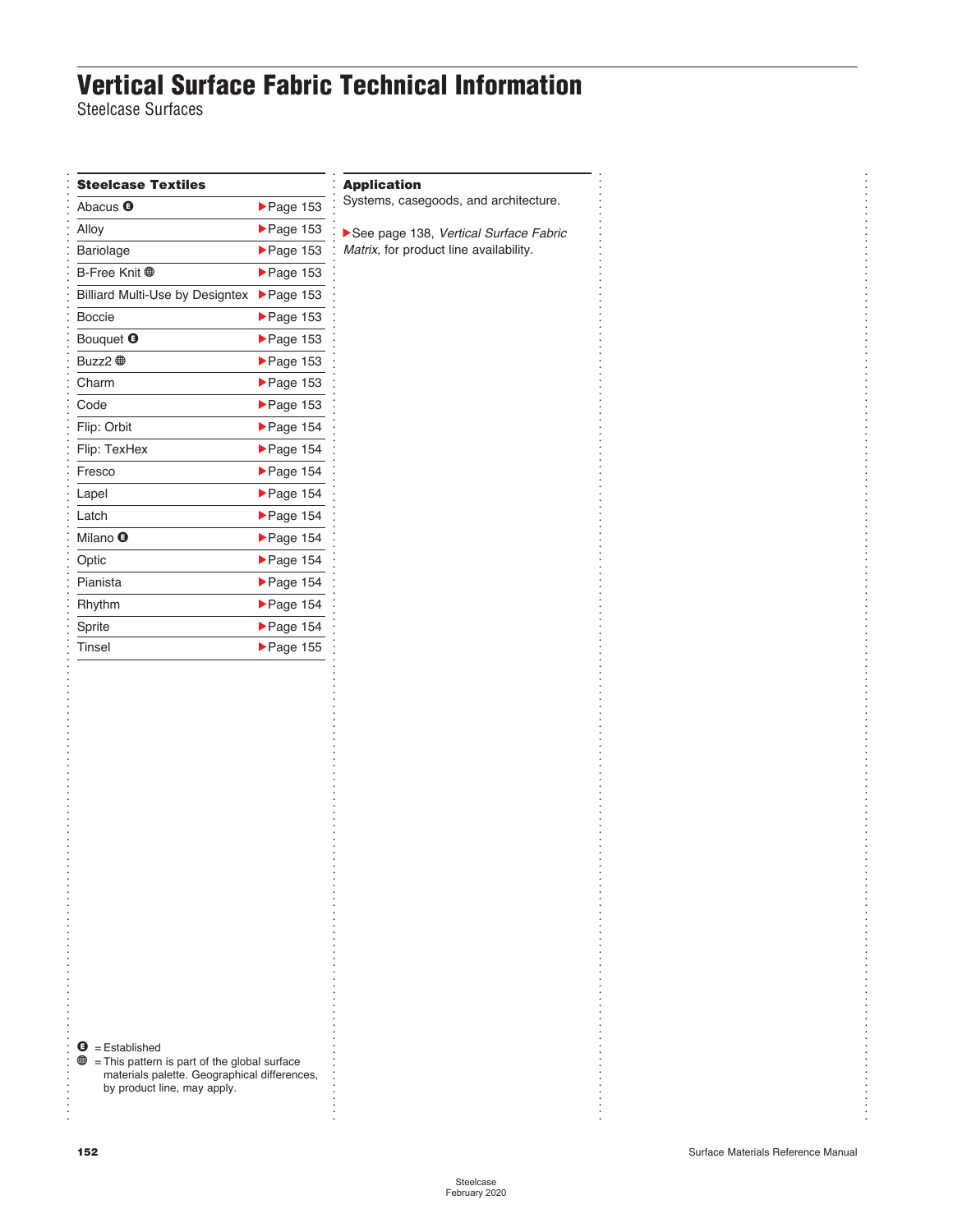# Vertical Surface Fabric Technical Information

Steelcase Surfaces

| Steelcase Textiles | |
|---|---|
| Abacus 🅔 | ▶Page 153 |
| Alloy | ▶Page 153 |
| Bariolage | ▶Page 153 |
| B-Free Knit 🌐 | ▶Page 153 |
| Billiard Multi-Use by Designtex | ▶Page 153 |
| Boccie | ▶Page 153 |
| Bouquet 🅔 | ▶Page 153 |
| Buzz2 🌐 | ▶Page 153 |
| Charm | ▶Page 153 |
| Code | ▶Page 153 |
| Flip: Orbit | ▶Page 154 |
| Flip: TexHex | ▶Page 154 |
| Fresco | ▶Page 154 |
| Lapel | ▶Page 154 |
| Latch | ▶Page 154 |
| Milano 🅔 | ▶Page 154 |
| Optic | ▶Page 154 |
| Pianista | ▶Page 154 |
| Rhythm | ▶Page 154 |
| Sprite | ▶Page 154 |
| Tinsel | ▶Page 155 |

🅔 = Established

🌐 = This pattern is part of the global surface materials palette. Geographical differences, by product line, may apply.

**Application**

Systems, casegoods, and architecture.

▶See page 138, *Vertical Surface Fabric Matrix*, for product line availability.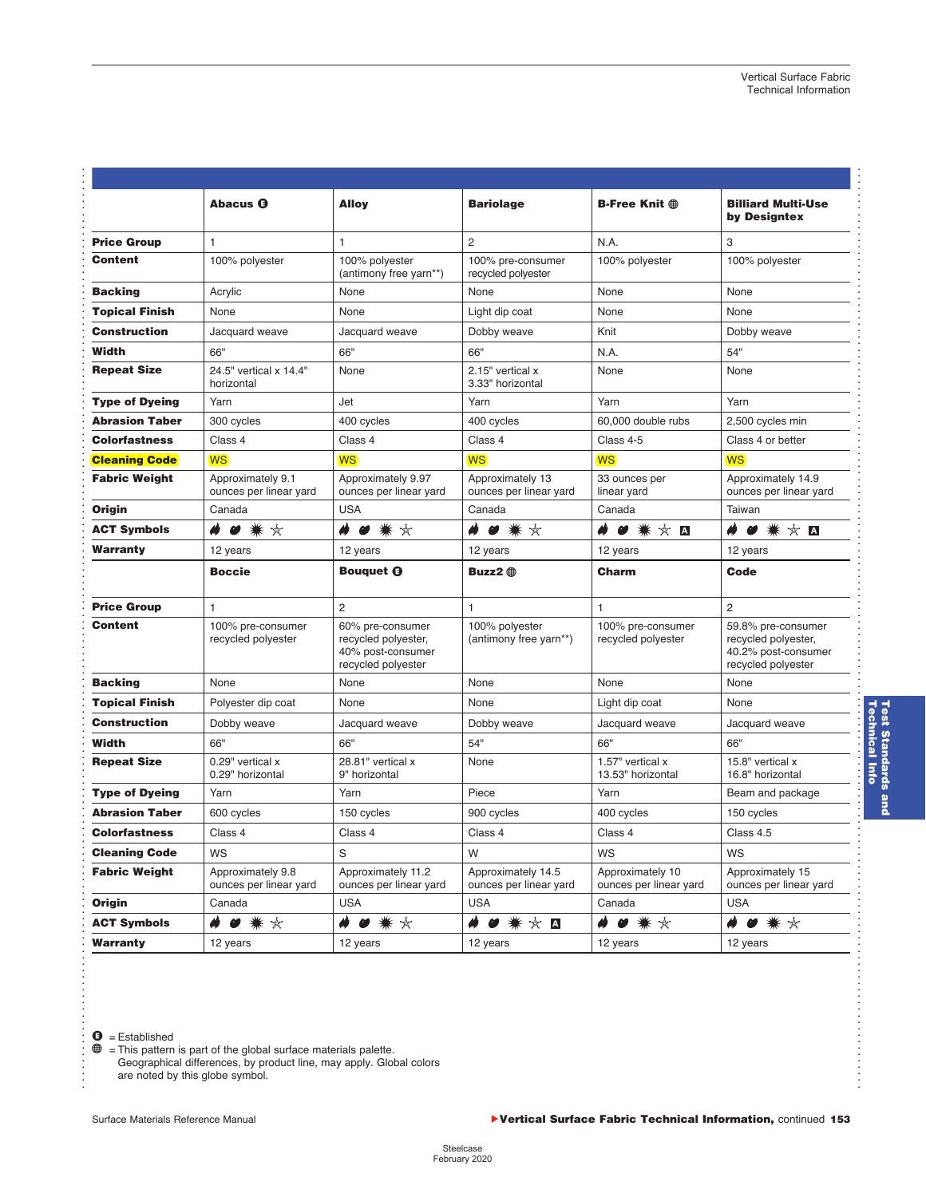| | Abacus Ⓔ | Alloy | Bariolage | B-Free Knit 🌐 | Billiard Multi-Use by Designtex |
|---|---|---|---|---|---|
| **Price Group** | 1 | 1 | 2 | N.A. | 3 |
| **Content** | 100% polyester | 100% polyester (antimony free yarn**) | 100% pre-consumer recycled polyester | 100% polyester | 100% polyester |
| **Backing** | Acrylic | None | None | None | None |
| **Topical Finish** | None | None | Light dip coat | None | None |
| **Construction** | Jacquard weave | Jacquard weave | Dobby weave | Knit | Dobby weave |
| **Width** | 66" | 66" | 66" | N.A. | 54" |
| **Repeat Size** | 24.5" vertical x 14.4" horizontal | None | 2.15" vertical x 3.33" horizontal | None | None |
| **Type of Dyeing** | Yarn | Jet | Yarn | Yarn | Yarn |
| **Abrasion Taber** | 300 cycles | 400 cycles | 400 cycles | 60,000 double rubs | 2,500 cycles min |
| **Colorfastness** | Class 4 | Class 4 | Class 4 | Class 4-5 | Class 4 or better |
| **Cleaning Code** | WS | WS | WS | WS | WS |
| **Fabric Weight** | Approximately 9.1 ounces per linear yard | Approximately 9.97 ounces per linear yard | Approximately 13 ounces per linear yard | 33 ounces per linear yard | Approximately 14.9 ounces per linear yard |
| **Origin** | Canada | USA | Canada | Canada | Taiwan |
| **ACT Symbols** | 🔥 💧 ✷ ☆ | 🔥 💧 ✷ ☆ | 🔥 💧 ✷ ☆ | 🔥 💧 ✷ ☆ A | 🔥 💧 ✷ ☆ A |
| **Warranty** | 12 years | 12 years | 12 years | 12 years | 12 years |
| | **Boccie** | **Bouquet Ⓔ** | **Buzz2 🌐** | **Charm** | **Code** |
| **Price Group** | 1 | 2 | 1 | 1 | 2 |
| **Content** | 100% pre-consumer recycled polyester | 60% pre-consumer recycled polyester, 40% post-consumer recycled polyester | 100% polyester (antimony free yarn**) | 100% pre-consumer recycled polyester | 59.8% pre-consumer recycled polyester, 40.2% post-consumer recycled polyester |
| **Backing** | None | None | None | None | None |
| **Topical Finish** | Polyester dip coat | None | None | Light dip coat | None |
| **Construction** | Dobby weave | Jacquard weave | Dobby weave | Jacquard weave | Jacquard weave |
| **Width** | 66" | 66" | 54" | 66" | 66" |
| **Repeat Size** | 0.29" vertical x 0.29" horizontal | 28.81" vertical x 9" horizontal | None | 1.57" vertical x 13.53" horizontal | 15.8" vertical x 16.8" horizontal |
| **Type of Dyeing** | Yarn | Yarn | Piece | Yarn | Beam and package |
| **Abrasion Taber** | 600 cycles | 150 cycles | 900 cycles | 400 cycles | 150 cycles |
| **Colorfastness** | Class 4 | Class 4 | Class 4 | Class 4 | Class 4.5 |
| **Cleaning Code** | WS | S | W | WS | WS |
| **Fabric Weight** | Approximately 9.8 ounces per linear yard | Approximately 11.2 ounces per linear yard | Approximately 14.5 ounces per linear yard | Approximately 10 ounces per linear yard | Approximately 15 ounces per linear yard |
| **Origin** | Canada | USA | USA | Canada | USA |
| **ACT Symbols** | 🔥 💧 ✷ ☆ | 🔥 💧 ✷ ☆ | 🔥 💧 ✷ ☆ A | 🔥 💧 ✷ ☆ | 🔥 💧 ✷ ☆ |
| **Warranty** | 12 years | 12 years | 12 years | 12 years | 12 years |

Ⓔ = Established

🌐 = This pattern is part of the global surface materials palette. Geographical differences, by product line, may apply. Global colors are noted by this globe symbol.

▶**Vertical Surface Fabric Technical Information,** continued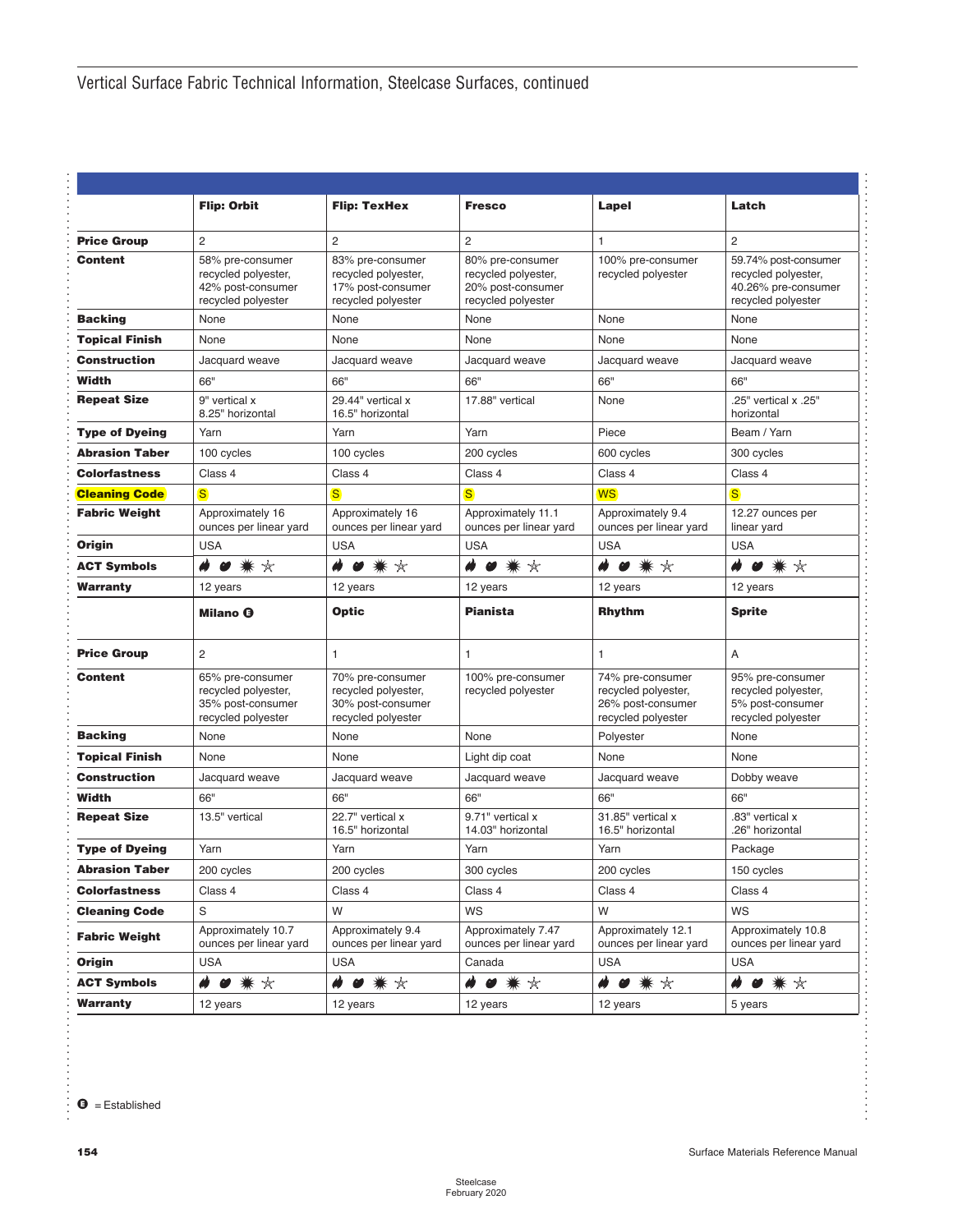# Vertical Surface Fabric Technical Information, Steelcase Surfaces, continued

| | Flip: Orbit | Flip: TexHex | Fresco | Lapel | Latch |
|---|---|---|---|---|---|
| **Price Group** | 2 | 2 | 2 | 1 | 2 |
| **Content** | 58% pre-consumer recycled polyester, 42% post-consumer recycled polyester | 83% pre-consumer recycled polyester, 17% post-consumer recycled polyester | 80% pre-consumer recycled polyester, 20% post-consumer recycled polyester | 100% pre-consumer recycled polyester | 59.74% post-consumer recycled polyester, 40.26% pre-consumer recycled polyester |
| **Backing** | None | None | None | None | None |
| **Topical Finish** | None | None | None | None | None |
| **Construction** | Jacquard weave | Jacquard weave | Jacquard weave | Jacquard weave | Jacquard weave |
| **Width** | 66" | 66" | 66" | 66" | 66" |
| **Repeat Size** | 9" vertical x 8.25" horizontal | 29.44" vertical x 16.5" horizontal | 17.88" vertical | None | .25" vertical x .25" horizontal |
| **Type of Dyeing** | Yarn | Yarn | Yarn | Piece | Beam / Yarn |
| **Abrasion Taber** | 100 cycles | 100 cycles | 200 cycles | 600 cycles | 300 cycles |
| **Colorfastness** | Class 4 | Class 4 | Class 4 | Class 4 | Class 4 |
| **Cleaning Code** | S | S | S | WS | S |
| **Fabric Weight** | Approximately 16 ounces per linear yard | Approximately 16 ounces per linear yard | Approximately 11.1 ounces per linear yard | Approximately 9.4 ounces per linear yard | 12.27 ounces per linear yard |
| **Origin** | USA | USA | USA | USA | USA |
| **ACT Symbols** | | | | | |
| **Warranty** | 12 years | 12 years | 12 years | 12 years | 12 years |
| | **Milano E** | **Optic** | **Pianista** | **Rhythm** | **Sprite** |
| **Price Group** | 2 | 1 | 1 | 1 | A |
| **Content** | 65% pre-consumer recycled polyester, 35% post-consumer recycled polyester | 70% pre-consumer recycled polyester, 30% post-consumer recycled polyester | 100% pre-consumer recycled polyester | 74% pre-consumer recycled polyester, 26% post-consumer recycled polyester | 95% pre-consumer recycled polyester, 5% post-consumer recycled polyester |
| **Backing** | None | None | None | Polyester | None |
| **Topical Finish** | None | None | Light dip coat | None | None |
| **Construction** | Jacquard weave | Jacquard weave | Jacquard weave | Jacquard weave | Dobby weave |
| **Width** | 66" | 66" | 66" | 66" | 66" |
| **Repeat Size** | 13.5" vertical | 22.7" vertical x 16.5" horizontal | 9.71" vertical x 14.03" horizontal | 31.85" vertical x 16.5" horizontal | .83" vertical x .26" horizontal |
| **Type of Dyeing** | Yarn | Yarn | Yarn | Yarn | Package |
| **Abrasion Taber** | 200 cycles | 200 cycles | 300 cycles | 200 cycles | 150 cycles |
| **Colorfastness** | Class 4 | Class 4 | Class 4 | Class 4 | Class 4 |
| **Cleaning Code** | S | W | WS | W | WS |
| **Fabric Weight** | Approximately 10.7 ounces per linear yard | Approximately 9.4 ounces per linear yard | Approximately 7.47 ounces per linear yard | Approximately 12.1 ounces per linear yard | Approximately 10.8 ounces per linear yard |
| **Origin** | USA | USA | Canada | USA | USA |
| **ACT Symbols** | | | | | |
| **Warranty** | 12 years | 12 years | 12 years | 12 years | 5 years |

E = Established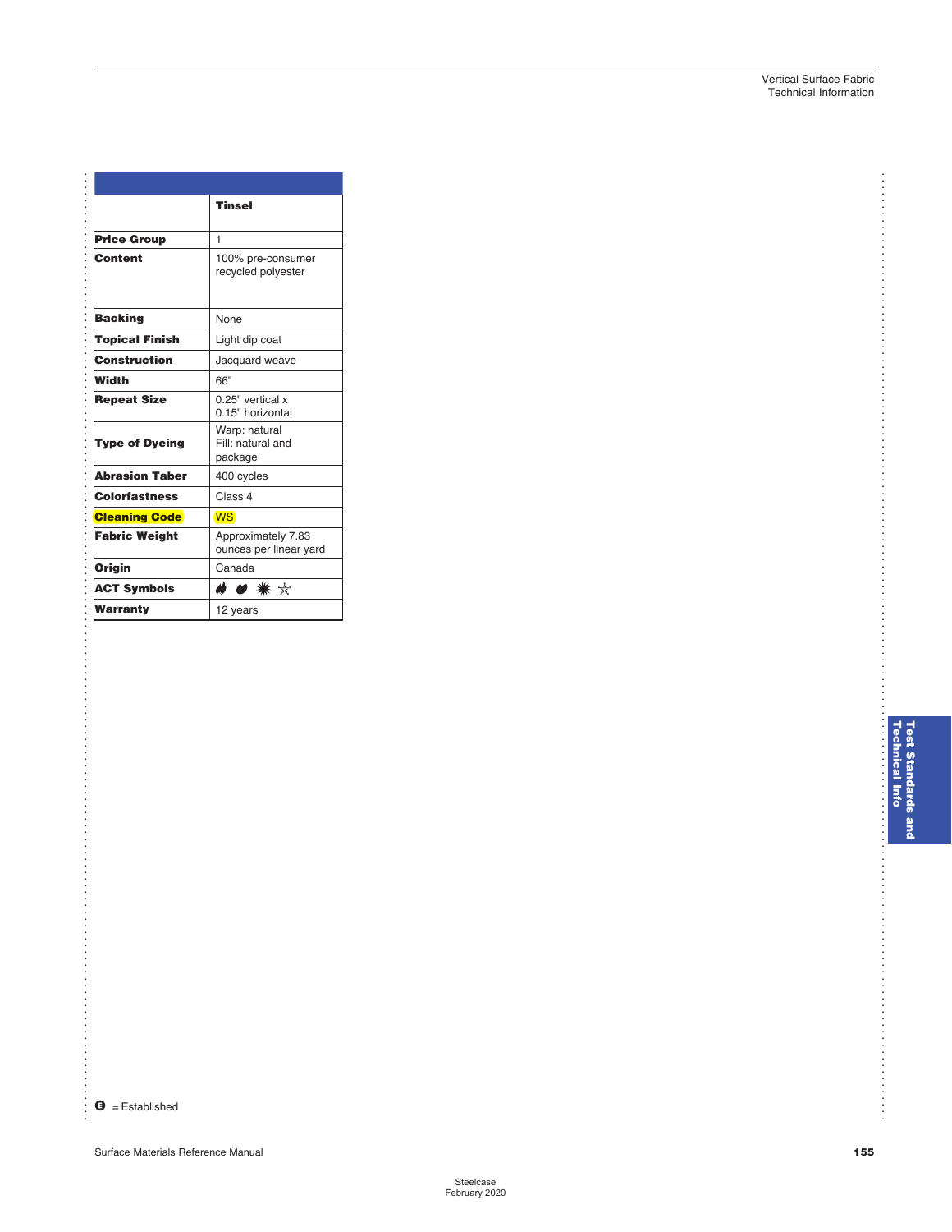| | Tinsel |
|---|---|
| **Price Group** | 1 |
| **Content** | 100% pre-consumer recycled polyester |
| **Backing** | None |
| **Topical Finish** | Light dip coat |
| **Construction** | Jacquard weave |
| **Width** | 66" |
| **Repeat Size** | 0.25" vertical x 0.15" horizontal |
| **Type of Dyeing** | Warp: natural Fill: natural and package |
| **Abrasion Taber** | 400 cycles |
| **Colorfastness** | Class 4 |
| **Cleaning Code** | WS |
| **Fabric Weight** | Approximately 7.83 ounces per linear yard |
| **Origin** | Canada |
| **ACT Symbols** | |
| **Warranty** | 12 years |

E = Established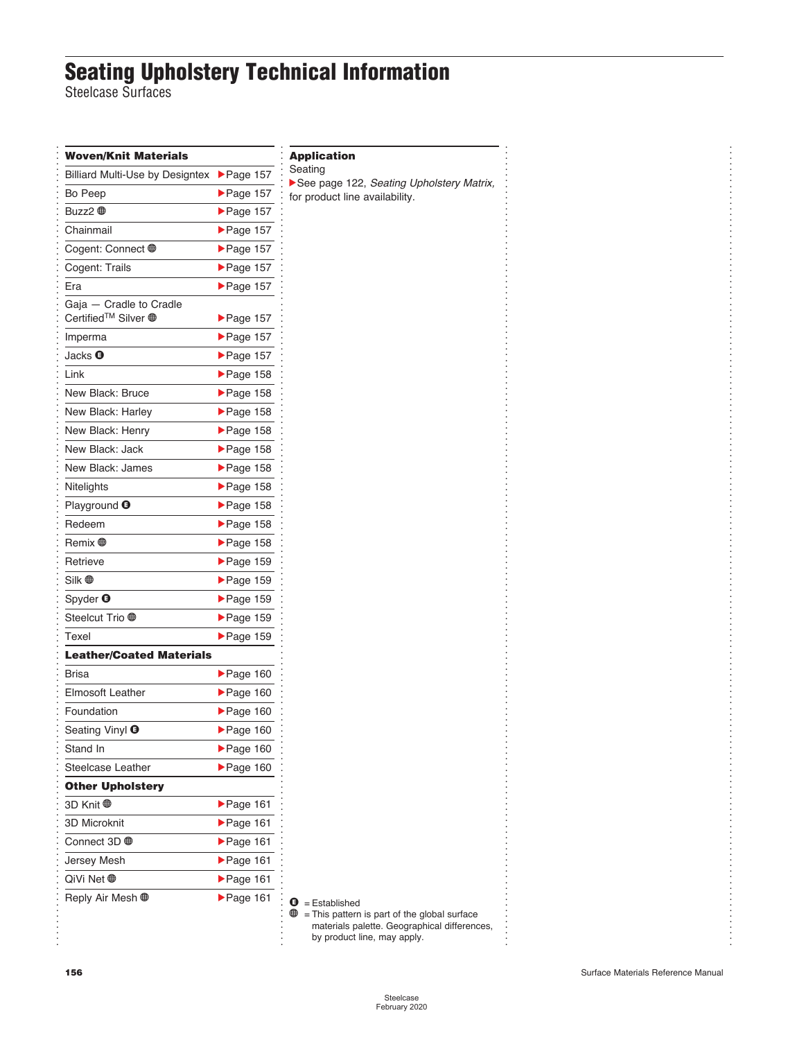# Seating Upholstery Technical Information

Steelcase Surfaces

| Woven/Knit Materials | |
|---|---|
| Billiard Multi-Use by Designtex | ▶Page 157 |
| Bo Peep | ▶Page 157 |
| Buzz2 🌐 | ▶Page 157 |
| Chainmail | ▶Page 157 |
| Cogent: Connect 🌐 | ▶Page 157 |
| Cogent: Trails | ▶Page 157 |
| Era | ▶Page 157 |
| Gaja — Cradle to Cradle Certified™ Silver 🌐 | ▶Page 157 |
| Imperma | ▶Page 157 |
| Jacks Ⓔ | ▶Page 157 |
| Link | ▶Page 158 |
| New Black: Bruce | ▶Page 158 |
| New Black: Harley | ▶Page 158 |
| New Black: Henry | ▶Page 158 |
| New Black: Jack | ▶Page 158 |
| New Black: James | ▶Page 158 |
| Nitelights | ▶Page 158 |
| Playground Ⓔ | ▶Page 158 |
| Redeem | ▶Page 158 |
| Remix 🌐 | ▶Page 158 |
| Retrieve | ▶Page 159 |
| Silk 🌐 | ▶Page 159 |
| Spyder Ⓔ | ▶Page 159 |
| Steelcut Trio 🌐 | ▶Page 159 |
| Texel | ▶Page 159 |
| **Leather/Coated Materials** | |
| Brisa | ▶Page 160 |
| Elmosoft Leather | ▶Page 160 |
| Foundation | ▶Page 160 |
| Seating Vinyl Ⓔ | ▶Page 160 |
| Stand In | ▶Page 160 |
| Steelcase Leather | ▶Page 160 |
| **Other Upholstery** | |
| 3D Knit 🌐 | ▶Page 161 |
| 3D Microknit | ▶Page 161 |
| Connect 3D 🌐 | ▶Page 161 |
| Jersey Mesh | ▶Page 161 |
| QiVi Net 🌐 | ▶Page 161 |
| Reply Air Mesh 🌐 | ▶Page 161 |

**Application**

Seating

▶See page 122, *Seating Upholstery Matrix,* for product line availability.

Ⓔ = Established

🌐 = This pattern is part of the global surface materials palette. Geographical differences, by product line, may apply.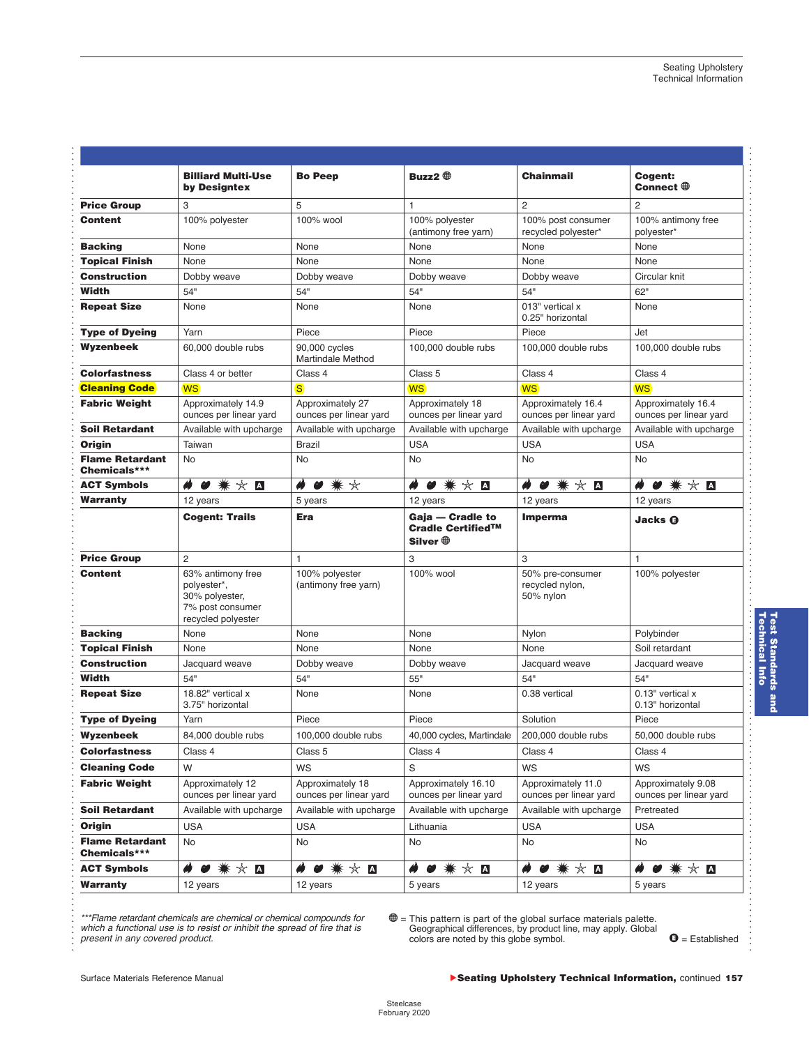| | Billiard Multi-Use by Designtex | Bo Peep | Buzz2 🌐 | Chainmail | Cogent: Connect 🌐 |
|---|---|---|---|---|---|
| **Price Group** | 3 | 5 | 1 | 2 | 2 |
| **Content** | 100% polyester | 100% wool | 100% polyester (antimony free yarn) | 100% post consumer recycled polyester* | 100% antimony free polyester* |
| **Backing** | None | None | None | None | None |
| **Topical Finish** | None | None | None | None | None |
| **Construction** | Dobby weave | Dobby weave | Dobby weave | Dobby weave | Circular knit |
| **Width** | 54" | 54" | 54" | 54" | 62" |
| **Repeat Size** | None | None | None | 013" vertical x 0.25" horizontal | None |
| **Type of Dyeing** | Yarn | Piece | Piece | Piece | Jet |
| **Wyzenbeek** | 60,000 double rubs | 90,000 cycles Martindale Method | 100,000 double rubs | 100,000 double rubs | 100,000 double rubs |
| **Colorfastness** | Class 4 or better | Class 4 | Class 5 | Class 4 | Class 4 |
| **Cleaning Code** | WS | S | WS | WS | WS |
| **Fabric Weight** | Approximately 14.9 ounces per linear yard | Approximately 27 ounces per linear yard | Approximately 18 ounces per linear yard | Approximately 16.4 ounces per linear yard | Approximately 16.4 ounces per linear yard |
| **Soil Retardant** | Available with upcharge | Available with upcharge | Available with upcharge | Available with upcharge | Available with upcharge |
| **Origin** | Taiwan | Brazil | USA | USA | USA |
| **Flame Retardant Chemicals*** | No | No | No | No | No |
| **ACT Symbols** | 🔥 💧 ✷ ☆ A | 🔥 💧 ✷ ☆ | 🔥 💧 ✷ ☆ A | 🔥 💧 ✷ ☆ A | 🔥 💧 ✷ ☆ A |
| **Warranty** | 12 years | 5 years | 12 years | 12 years | 12 years |
| | **Cogent: Trails** | **Era** | **Gaja — Cradle to Cradle Certified™ Silver 🌐** | **Imperma** | **Jacks Ⓔ** |
| **Price Group** | 2 | 1 | 3 | 3 | 1 |
| **Content** | 63% antimony free polyester*, 30% polyester, 7% post consumer recycled polyester | 100% polyester (antimony free yarn) | 100% wool | 50% pre-consumer recycled nylon, 50% nylon | 100% polyester |
| **Backing** | None | None | None | Nylon | Polybinder |
| **Topical Finish** | None | None | None | None | Soil retardant |
| **Construction** | Jacquard weave | Dobby weave | Dobby weave | Jacquard weave | Jacquard weave |
| **Width** | 54" | 54" | 55" | 54" | 54" |
| **Repeat Size** | 18.82" vertical x 3.75" horizontal | None | None | 0.38 vertical | 0.13" vertical x 0.13" horizontal |
| **Type of Dyeing** | Yarn | Piece | Piece | Solution | Piece |
| **Wyzenbeek** | 84,000 double rubs | 100,000 double rubs | 40,000 cycles, Martindale | 200,000 double rubs | 50,000 double rubs |
| **Colorfastness** | Class 4 | Class 5 | Class 4 | Class 4 | Class 4 |
| **Cleaning Code** | W | WS | S | WS | WS |
| **Fabric Weight** | Approximately 12 ounces per linear yard | Approximately 18 ounces per linear yard | Approximately 16.10 ounces per linear yard | Approximately 11.0 ounces per linear yard | Approximately 9.08 ounces per linear yard |
| **Soil Retardant** | Available with upcharge | Available with upcharge | Available with upcharge | Available with upcharge | Pretreated |
| **Origin** | USA | USA | Lithuania | USA | USA |
| **Flame Retardant Chemicals*** | No | No | No | No | No |
| **ACT Symbols** | 🔥 💧 ✷ ☆ A | 🔥 💧 ✷ ☆ A | 🔥 💧 ✷ ☆ A | 🔥 💧 ✷ ☆ A | 🔥 💧 ✷ ☆ A |
| **Warranty** | 12 years | 12 years | 5 years | 12 years | 5 years |

*\*\*\*Flame retardant chemicals are chemical or chemical compounds for which a functional use is to resist or inhibit the spread of fire that is present in any covered product.*

🌐 = This pattern is part of the global surface materials palette. Geographical differences, by product line, may apply. Global colors are noted by this globe symbol.

Ⓔ = Established

▶**Seating Upholstery Technical Information,** continued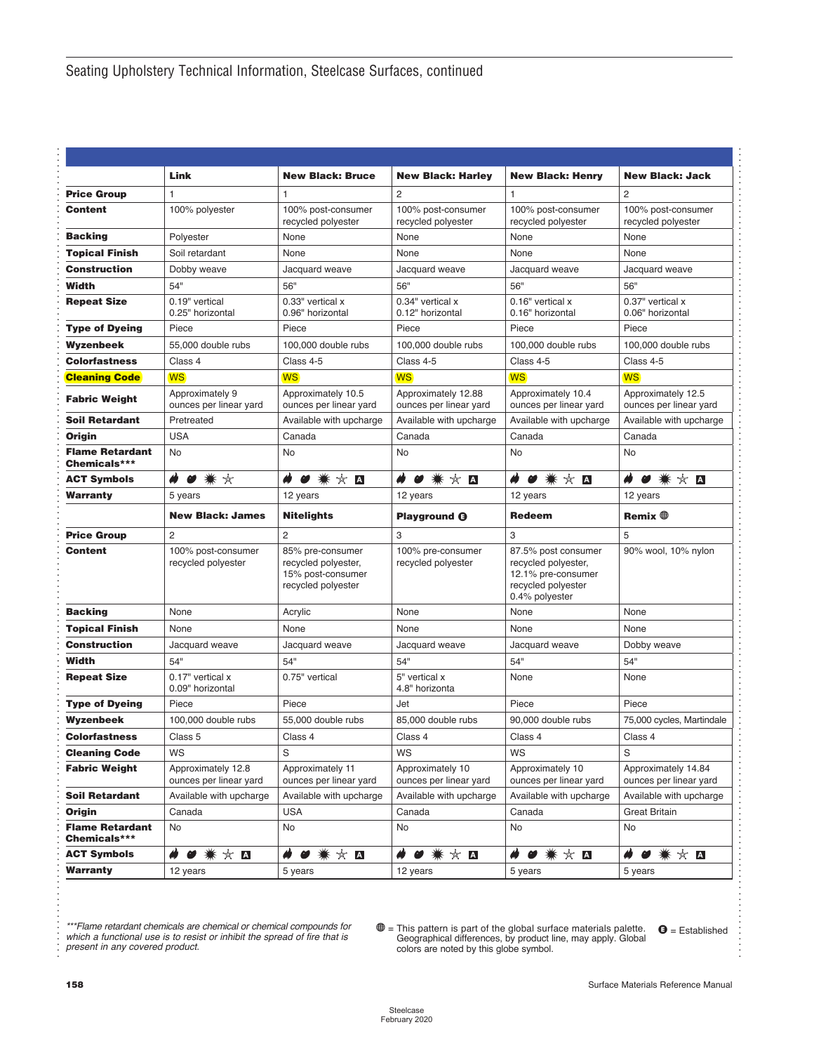# Seating Upholstery Technical Information, Steelcase Surfaces, continued

| | Link | New Black: Bruce | New Black: Harley | New Black: Henry | New Black: Jack |
|---|---|---|---|---|---|
| **Price Group** | 1 | 1 | 2 | 1 | 2 |
| **Content** | 100% polyester | 100% post-consumer recycled polyester | 100% post-consumer recycled polyester | 100% post-consumer recycled polyester | 100% post-consumer recycled polyester |
| **Backing** | Polyester | None | None | None | None |
| **Topical Finish** | Soil retardant | None | None | None | None |
| **Construction** | Dobby weave | Jacquard weave | Jacquard weave | Jacquard weave | Jacquard weave |
| **Width** | 54" | 56" | 56" | 56" | 56" |
| **Repeat Size** | 0.19" vertical 0.25" horizontal | 0.33" vertical x 0.96" horizontal | 0.34" vertical x 0.12" horizontal | 0.16" vertical x 0.16" horizontal | 0.37" vertical x 0.06" horizontal |
| **Type of Dyeing** | Piece | Piece | Piece | Piece | Piece |
| **Wyzenbeek** | 55,000 double rubs | 100,000 double rubs | 100,000 double rubs | 100,000 double rubs | 100,000 double rubs |
| **Colorfastness** | Class 4 | Class 4-5 | Class 4-5 | Class 4-5 | Class 4-5 |
| **Cleaning Code** | WS | WS | WS | WS | WS |
| **Fabric Weight** | Approximately 9 ounces per linear yard | Approximately 10.5 ounces per linear yard | Approximately 12.88 ounces per linear yard | Approximately 10.4 ounces per linear yard | Approximately 12.5 ounces per linear yard |
| **Soil Retardant** | Pretreated | Available with upcharge | Available with upcharge | Available with upcharge | Available with upcharge |
| **Origin** | USA | Canada | Canada | Canada | Canada |
| **Flame Retardant Chemicals*** ** | No | No | No | No | No |
| **ACT Symbols** | 🔥 ● ✷ ☆ | 🔥 ● ✷ ☆ A | 🔥 ● ✷ ☆ A | 🔥 ● ✷ ☆ A | 🔥 ● ✷ ☆ A |
| **Warranty** | 5 years | 12 years | 12 years | 12 years | 12 years |
| | **New Black: James** | **Nitelights** | **Playground Ⓔ** | **Redeem** | **Remix 🌐** |
| **Price Group** | 2 | 2 | 3 | 3 | 5 |
| **Content** | 100% post-consumer recycled polyester | 85% pre-consumer recycled polyester, 15% post-consumer recycled polyester | 100% pre-consumer recycled polyester | 87.5% post consumer recycled polyester, 12.1% pre-consumer recycled polyester 0.4% polyester | 90% wool, 10% nylon |
| **Backing** | None | Acrylic | None | None | None |
| **Topical Finish** | None | None | None | None | None |
| **Construction** | Jacquard weave | Jacquard weave | Jacquard weave | Jacquard weave | Dobby weave |
| **Width** | 54" | 54" | 54" | 54" | 54" |
| **Repeat Size** | 0.17" vertical x 0.09" horizontal | 0.75" vertical | 5" vertical x 4.8" horizonta | None | None |
| **Type of Dyeing** | Piece | Piece | Jet | Piece | Piece |
| **Wyzenbeek** | 100,000 double rubs | 55,000 double rubs | 85,000 double rubs | 90,000 double rubs | 75,000 cycles, Martindale |
| **Colorfastness** | Class 5 | Class 4 | Class 4 | Class 4 | Class 4 |
| **Cleaning Code** | WS | S | WS | WS | S |
| **Fabric Weight** | Approximately 12.8 ounces per linear yard | Approximately 11 ounces per linear yard | Approximately 10 ounces per linear yard | Approximately 10 ounces per linear yard | Approximately 14.84 ounces per linear yard |
| **Soil Retardant** | Available with upcharge | Available with upcharge | Available with upcharge | Available with upcharge | Available with upcharge |
| **Origin** | Canada | USA | Canada | Canada | Great Britain |
| **Flame Retardant Chemicals*** ** | No | No | No | No | No |
| **ACT Symbols** | 🔥 ● ✷ ☆ A | 🔥 ● ✷ ☆ A | 🔥 ● ✷ ☆ A | 🔥 ● ✷ ☆ A | 🔥 ● ✷ ☆ A |
| **Warranty** | 12 years | 5 years | 12 years | 5 years | 5 years |

****Flame retardant chemicals are chemical or chemical compounds for which a functional use is to resist or inhibit the spread of fire that is present in any covered product.*

🌐 = This pattern is part of the global surface materials palette. Geographical differences, by product line, may apply. Global colors are noted by this globe symbol.

Ⓔ = Established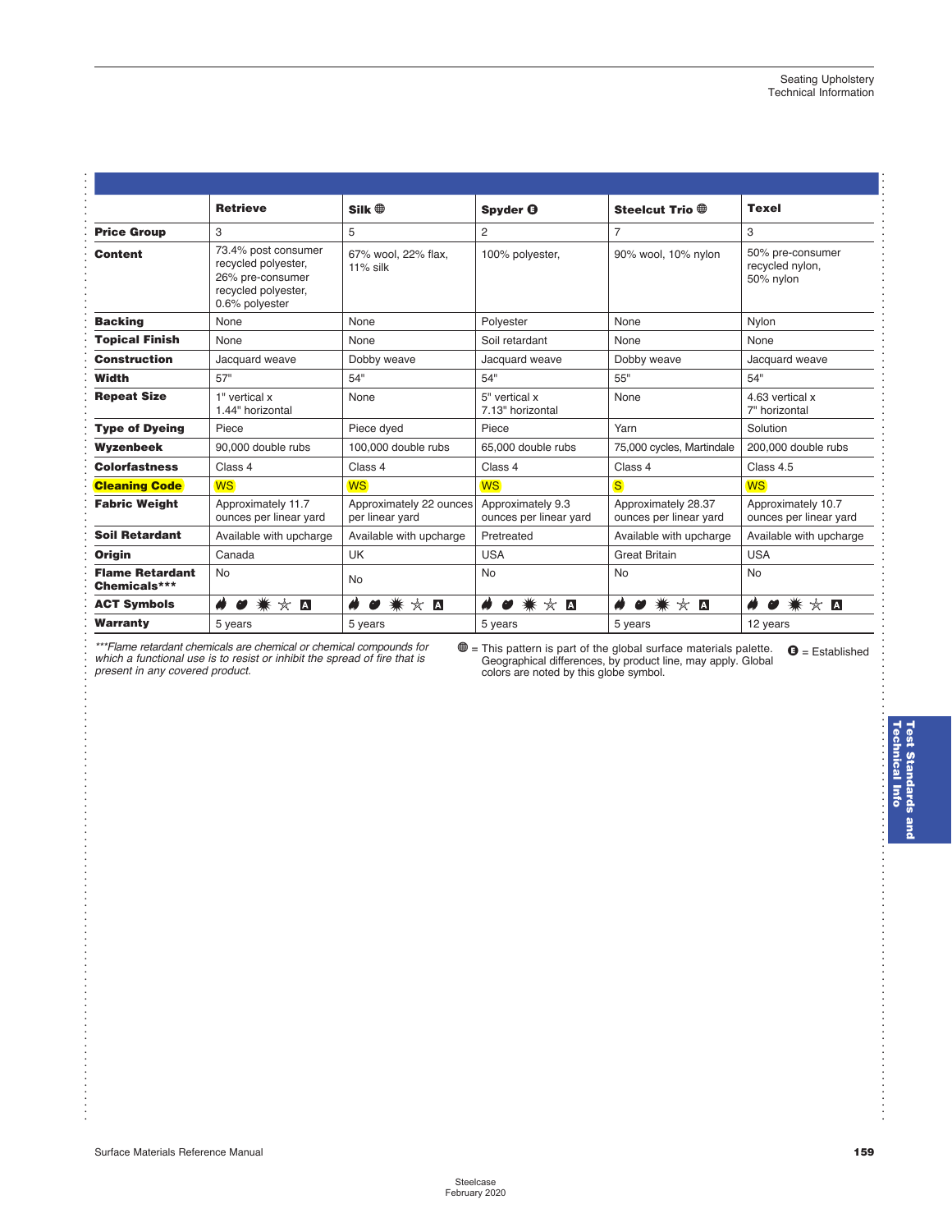| | Retrieve | Silk 🌐 | Spyder Ⓔ | Steelcut Trio 🌐 | Texel |
|---|---|---|---|---|---|
| **Price Group** | 3 | 5 | 2 | 7 | 3 |
| **Content** | 73.4% post consumer recycled polyester, 26% pre-consumer recycled polyester, 0.6% polyester | 67% wool, 22% flax, 11% silk | 100% polyester, | 90% wool, 10% nylon | 50% pre-consumer recycled nylon, 50% nylon |
| **Backing** | None | None | Polyester | None | Nylon |
| **Topical Finish** | None | None | Soil retardant | None | None |
| **Construction** | Jacquard weave | Dobby weave | Jacquard weave | Dobby weave | Jacquard weave |
| **Width** | 57" | 54" | 54" | 55" | 54" |
| **Repeat Size** | 1" vertical x 1.44" horizontal | None | 5" vertical x 7.13" horizontal | None | 4.63 vertical x 7" horizontal |
| **Type of Dyeing** | Piece | Piece dyed | Piece | Yarn | Solution |
| **Wyzenbeek** | 90,000 double rubs | 100,000 double rubs | 65,000 double rubs | 75,000 cycles, Martindale | 200,000 double rubs |
| **Colorfastness** | Class 4 | Class 4 | Class 4 | Class 4 | Class 4.5 |
| **Cleaning Code** | WS | WS | WS | S | WS |
| **Fabric Weight** | Approximately 11.7 ounces per linear yard | Approximately 22 ounces per linear yard | Approximately 9.3 ounces per linear yard | Approximately 28.37 ounces per linear yard | Approximately 10.7 ounces per linear yard |
| **Soil Retardant** | Available with upcharge | Available with upcharge | Pretreated | Available with upcharge | Available with upcharge |
| **Origin** | Canada | UK | USA | Great Britain | USA |
| **Flame Retardant Chemicals*** ** | No | No | No | No | No |
| **ACT Symbols** | 🔥 ● ✷ ☆ A | 🔥 ● ✷ ☆ A | 🔥 ● ✷ ☆ A | 🔥 ● ✷ ☆ A | 🔥 ● ✷ ☆ A |
| **Warranty** | 5 years | 5 years | 5 years | 5 years | 12 years |

*\*\*\*Flame retardant chemicals are chemical or chemical compounds for which a functional use is to resist or inhibit the spread of fire that is present in any covered product.*

🌐 = This pattern is part of the global surface materials palette. Geographical differences, by product line, may apply. Global colors are noted by this globe symbol.

Ⓔ = Established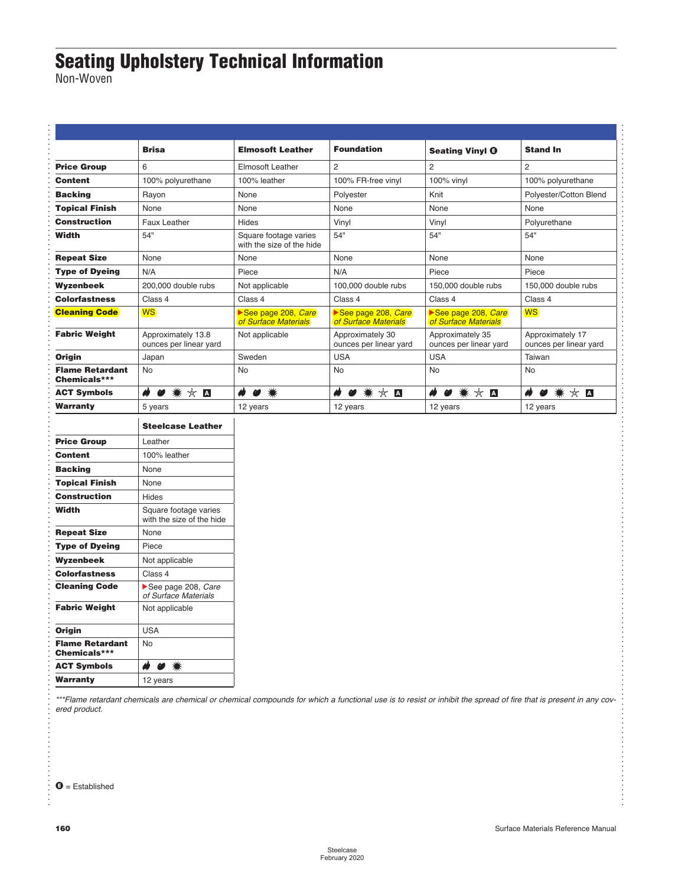# Seating Upholstery Technical Information

Non-Woven

| | Brisa | Elmosoft Leather | Foundation | Seating Vinyl Ⓔ | Stand In |
|---|---|---|---|---|---|
| **Price Group** | 6 | Elmosoft Leather | 2 | 2 | 2 |
| **Content** | 100% polyurethane | 100% leather | 100% FR-free vinyl | 100% vinyl | 100% polyurethane |
| **Backing** | Rayon | None | Polyester | Knit | Polyester/Cotton Blend |
| **Topical Finish** | None | None | None | None | None |
| **Construction** | Faux Leather | Hides | Vinyl | Vinyl | Polyurethane |
| **Width** | 54" | Square footage varies with the size of the hide | 54" | 54" | 54" |
| **Repeat Size** | None | None | None | None | None |
| **Type of Dyeing** | N/A | Piece | N/A | Piece | Piece |
| **Wyzenbeek** | 200,000 double rubs | Not applicable | 100,000 double rubs | 150,000 double rubs | 150,000 double rubs |
| **Colorfastness** | Class 4 | Class 4 | Class 4 | Class 4 | Class 4 |
| **Cleaning Code** | WS | ▶See page 208, *Care of Surface Materials* | ▶See page 208, *Care of Surface Materials* | ▶See page 208, *Care of Surface Materials* | WS |
| **Fabric Weight** | Approximately 13.8 ounces per linear yard | Not applicable | Approximately 30 ounces per linear yard | Approximately 35 ounces per linear yard | Approximately 17 ounces per linear yard |
| **Origin** | Japan | Sweden | USA | USA | Taiwan |
| **Flame Retardant Chemicals*** ** | No | No | No | No | No |
| **ACT Symbols** | | | | | |
| **Warranty** | 5 years | 12 years | 12 years | 12 years | 12 years |

| | Steelcase Leather |
|---|---|
| **Price Group** | Leather |
| **Content** | 100% leather |
| **Backing** | None |
| **Topical Finish** | None |
| **Construction** | Hides |
| **Width** | Square footage varies with the size of the hide |
| **Repeat Size** | None |
| **Type of Dyeing** | Piece |
| **Wyzenbeek** | Not applicable |
| **Colorfastness** | Class 4 |
| **Cleaning Code** | ▶See page 208, *Care of Surface Materials* |
| **Fabric Weight** | Not applicable |
| **Origin** | USA |
| **Flame Retardant Chemicals*** ** | No |
| **ACT Symbols** | |
| **Warranty** | 12 years |

****Flame retardant chemicals are chemical or chemical compounds for which a functional use is to resist or inhibit the spread of fire that is present in any covered product.*

Ⓔ = Established

Steelcase
February 2020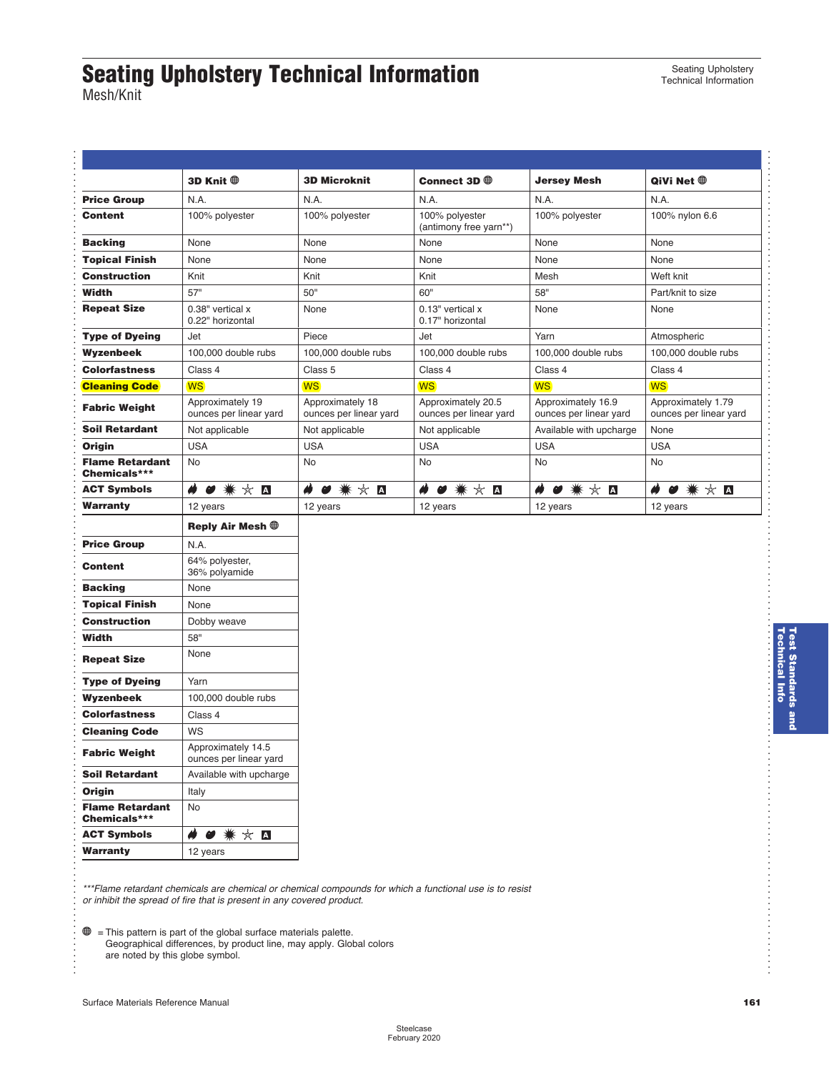# Seating Upholstery Technical Information

Mesh/Knit

| | 3D Knit 🌐 | 3D Microknit | Connect 3D 🌐 | Jersey Mesh | QiVi Net 🌐 |
|---|---|---|---|---|---|
| **Price Group** | N.A. | N.A. | N.A. | N.A. | N.A. |
| **Content** | 100% polyester | 100% polyester | 100% polyester (antimony free yarn**) | 100% polyester | 100% nylon 6.6 |
| **Backing** | None | None | None | None | None |
| **Topical Finish** | None | None | None | None | None |
| **Construction** | Knit | Knit | Knit | Mesh | Weft knit |
| **Width** | 57" | 50" | 60" | 58" | Part/knit to size |
| **Repeat Size** | 0.38" vertical x 0.22" horizontal | None | 0.13" vertical x 0.17" horizontal | None | None |
| **Type of Dyeing** | Jet | Piece | Jet | Yarn | Atmospheric |
| **Wyzenbeek** | 100,000 double rubs | 100,000 double rubs | 100,000 double rubs | 100,000 double rubs | 100,000 double rubs |
| **Colorfastness** | Class 4 | Class 5 | Class 4 | Class 4 | Class 4 |
| **Cleaning Code** | WS | WS | WS | WS | WS |
| **Fabric Weight** | Approximately 19 ounces per linear yard | Approximately 18 ounces per linear yard | Approximately 20.5 ounces per linear yard | Approximately 16.9 ounces per linear yard | Approximately 1.79 ounces per linear yard |
| **Soil Retardant** | Not applicable | Not applicable | Not applicable | Available with upcharge | None |
| **Origin** | USA | USA | USA | USA | USA |
| **Flame Retardant Chemicals*** ** | No | No | No | No | No |
| **ACT Symbols** | 🔥 ● ✷ ☆ A | 🔥 ● ✷ ☆ A | 🔥 ● ✷ ☆ A | 🔥 ● ✷ ☆ A | 🔥 ● ✷ ☆ A |
| **Warranty** | 12 years | 12 years | 12 years | 12 years | 12 years |

| | Reply Air Mesh 🌐 |
|---|---|
| **Price Group** | N.A. |
| **Content** | 64% polyester, 36% polyamide |
| **Backing** | None |
| **Topical Finish** | None |
| **Construction** | Dobby weave |
| **Width** | 58" |
| **Repeat Size** | None |
| **Type of Dyeing** | Yarn |
| **Wyzenbeek** | 100,000 double rubs |
| **Colorfastness** | Class 4 |
| **Cleaning Code** | WS |
| **Fabric Weight** | Approximately 14.5 ounces per linear yard |
| **Soil Retardant** | Available with upcharge |
| **Origin** | Italy |
| **Flame Retardant Chemicals*** ** | No |
| **ACT Symbols** | 🔥 ● ✷ ☆ A |
| **Warranty** | 12 years |

****Flame retardant chemicals are chemical or chemical compounds for which a functional use is to resist or inhibit the spread of fire that is present in any covered product.*

🌐 = This pattern is part of the global surface materials palette. Geographical differences, by product line, may apply. Global colors are noted by this globe symbol.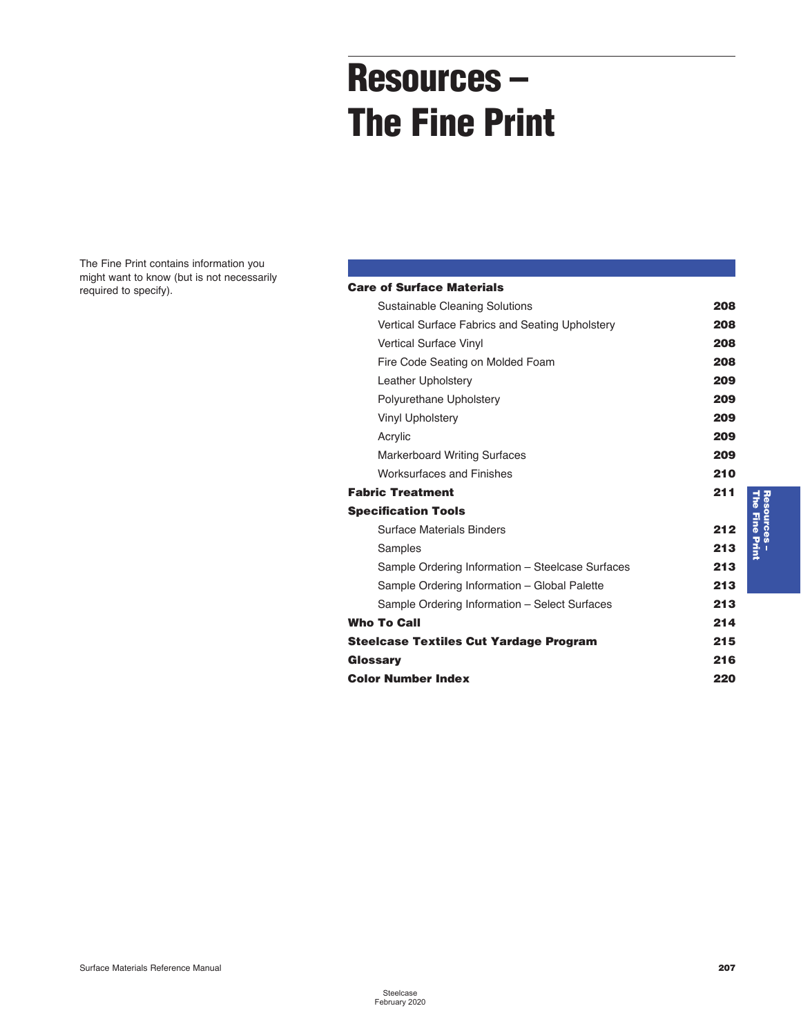# Resources – The Fine Print

The Fine Print contains information you might want to know (but is not necessarily required to specify).

| | |
|---|---|
| **Care of Surface Materials** | |
| Sustainable Cleaning Solutions | **208** |
| Vertical Surface Fabrics and Seating Upholstery | **208** |
| Vertical Surface Vinyl | **208** |
| Fire Code Seating on Molded Foam | **208** |
| Leather Upholstery | **209** |
| Polyurethane Upholstery | **209** |
| Vinyl Upholstery | **209** |
| Acrylic | **209** |
| Markerboard Writing Surfaces | **209** |
| Worksurfaces and Finishes | **210** |
| **Fabric Treatment** | **211** |
| **Specification Tools** | |
| Surface Materials Binders | **212** |
| Samples | **213** |
| Sample Ordering Information – Steelcase Surfaces | **213** |
| Sample Ordering Information – Global Palette | **213** |
| Sample Ordering Information – Select Surfaces | **213** |
| **Who To Call** | **214** |
| **Steelcase Textiles Cut Yardage Program** | **215** |
| **Glossary** | **216** |
| **Color Number Index** | **220** |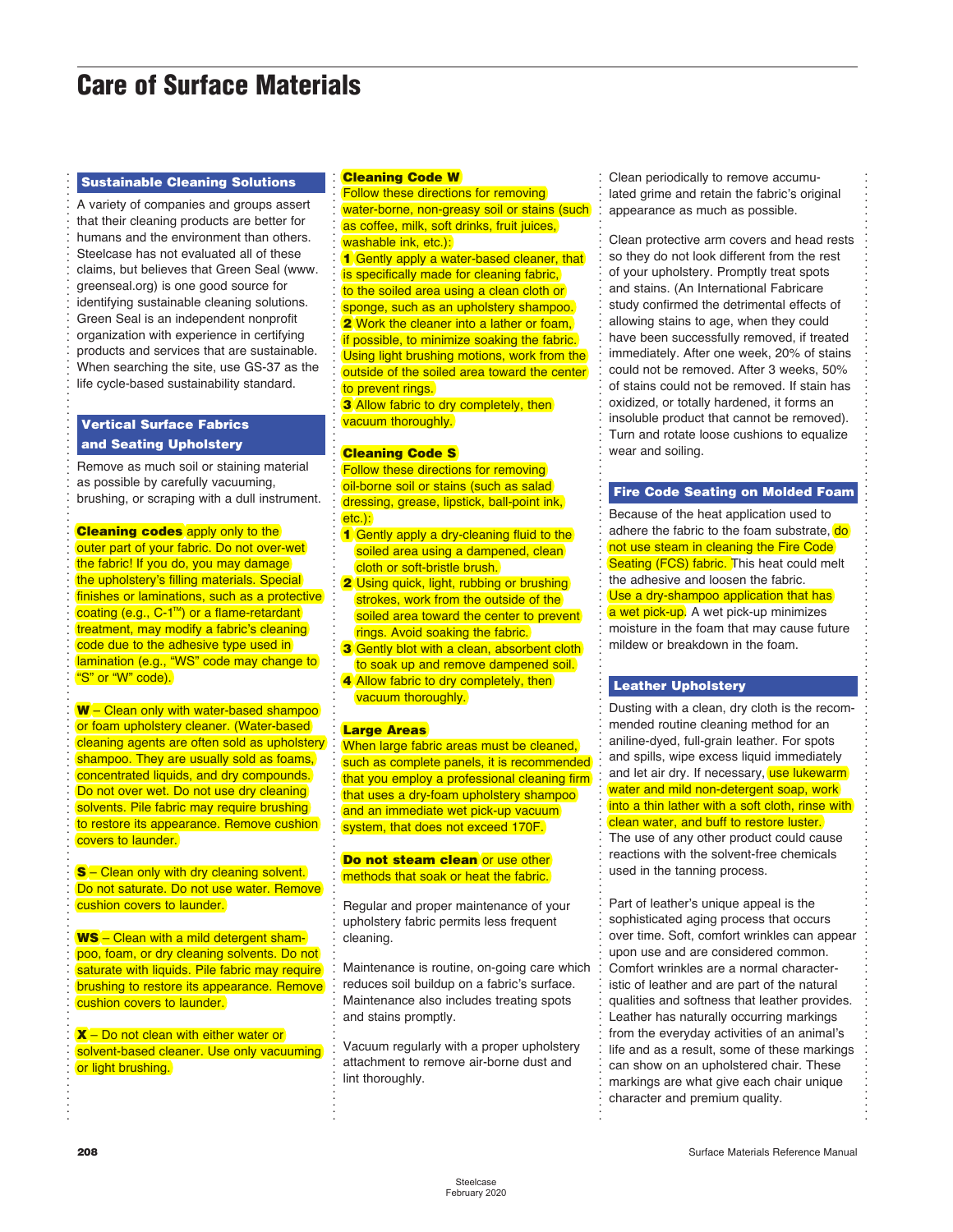# Care of Surface Materials

## Sustainable Cleaning Solutions

A variety of companies and groups assert that their cleaning products are better for humans and the environment than others. Steelcase has not evaluated all of these claims, but believes that Green Seal (www.greenseal.org) is one good source for identifying sustainable cleaning solutions. Green Seal is an independent nonprofit organization with experience in certifying products and services that are sustainable. When searching the site, use GS-37 as the life cycle-based sustainability standard.

## Vertical Surface Fabrics and Seating Upholstery

Remove as much soil or staining material as possible by carefully vacuuming, brushing, or scraping with a dull instrument.

**Cleaning codes** apply only to the outer part of your fabric. Do not over-wet the fabric! If you do, you may damage the upholstery's filling materials. Special finishes or laminations, such as a protective coating (e.g., C-1™) or a flame-retardant treatment, may modify a fabric's cleaning code due to the adhesive type used in lamination (e.g., "WS" code may change to "S" or "W" code).

**W** – Clean only with water-based shampoo or foam upholstery cleaner. (Water-based cleaning agents are often sold as upholstery shampoo. They are usually sold as foams, concentrated liquids, and dry compounds. Do not over wet. Do not use dry cleaning solvents. Pile fabric may require brushing to restore its appearance. Remove cushion covers to launder.

**S** – Clean only with dry cleaning solvent. Do not saturate. Do not use water. Remove cushion covers to launder.

**WS** – Clean with a mild detergent shampoo, foam, or dry cleaning solvents. Do not saturate with liquids. Pile fabric may require brushing to restore its appearance. Remove cushion covers to launder.

**X** – Do not clean with either water or solvent-based cleaner. Use only vacuuming or light brushing.

### Cleaning Code W

Follow these directions for removing water-borne, non-greasy soil or stains (such as coffee, milk, soft drinks, fruit juices, washable ink, etc.):

1. Gently apply a water-based cleaner, that is specifically made for cleaning fabric, to the soiled area using a clean cloth or sponge, such as an upholstery shampoo.
2. Work the cleaner into a lather or foam, if possible, to minimize soaking the fabric. Using light brushing motions, work from the outside of the soiled area toward the center to prevent rings.
3. Allow fabric to dry completely, then vacuum thoroughly.

### Cleaning Code S

Follow these directions for removing oil-borne soil or stains (such as salad dressing, grease, lipstick, ball-point ink, etc.):

1. Gently apply a dry-cleaning fluid to the soiled area using a dampened, clean cloth or soft-bristle brush.
2. Using quick, light, rubbing or brushing strokes, work from the outside of the soiled area toward the center to prevent rings. Avoid soaking the fabric.
3. Gently blot with a clean, absorbent cloth to soak up and remove dampened soil.
4. Allow fabric to dry completely, then vacuum thoroughly.

### Large Areas

When large fabric areas must be cleaned, such as complete panels, it is recommended that you employ a professional cleaning firm that uses a dry-foam upholstery shampoo and an immediate wet pick-up vacuum system, that does not exceed 170F.

**Do not steam clean** or use other methods that soak or heat the fabric.

Regular and proper maintenance of your upholstery fabric permits less frequent cleaning.

Maintenance is routine, on-going care which reduces soil buildup on a fabric's surface. Maintenance also includes treating spots and stains promptly.

Vacuum regularly with a proper upholstery attachment to remove air-borne dust and lint thoroughly.

Clean periodically to remove accumulated grime and retain the fabric's original appearance as much as possible.

Clean protective arm covers and head rests so they do not look different from the rest of your upholstery. Promptly treat spots and stains. (An International Fabricare study confirmed the detrimental effects of allowing stains to age, when they could have been successfully removed, if treated immediately. After one week, 20% of stains could not be removed. After 3 weeks, 50% of stains could not be removed. If stain has oxidized, or totally hardened, it forms an insoluble product that cannot be removed). Turn and rotate loose cushions to equalize wear and soiling.

## Fire Code Seating on Molded Foam

Because of the heat application used to adhere the fabric to the foam substrate, do not use steam in cleaning the Fire Code Seating (FCS) fabric. This heat could melt the adhesive and loosen the fabric.

Use a dry-shampoo application that has a wet pick-up. A wet pick-up minimizes moisture in the foam that may cause future mildew or breakdown in the foam.

## Leather Upholstery

Dusting with a clean, dry cloth is the recommended routine cleaning method for an aniline-dyed, full-grain leather. For spots and spills, wipe excess liquid immediately and let air dry. If necessary, use lukewarm water and mild non-detergent soap, work into a thin lather with a soft cloth, rinse with clean water, and buff to restore luster. The use of any other product could cause reactions with the solvent-free chemicals used in the tanning process.

Part of leather's unique appeal is the sophisticated aging process that occurs over time. Soft, comfort wrinkles can appear upon use and are considered common. Comfort wrinkles are a normal characteristic of leather and are part of the natural qualities and softness that leather provides. Leather has naturally occurring markings from the everyday activities of an animal's life and as a result, some of these markings can show on an upholstered chair. These markings are what give each chair unique character and premium quality.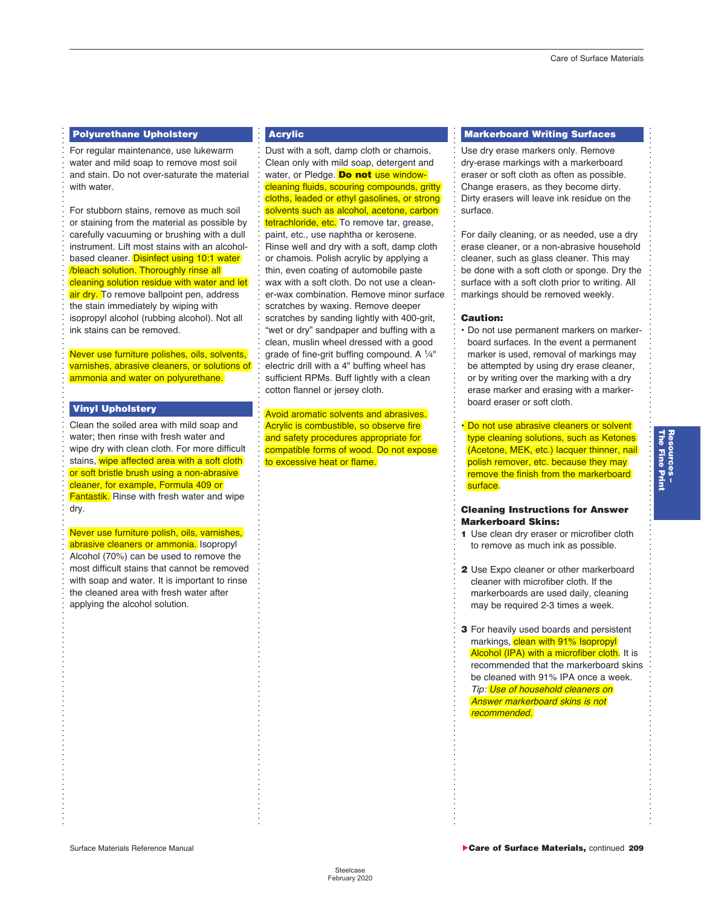## Polyurethane Upholstery

For regular maintenance, use lukewarm water and mild soap to remove most soil and stain. Do not over-saturate the material with water.

For stubborn stains, remove as much soil or staining from the material as possible by carefully vacuuming or brushing with a dull instrument. Lift most stains with an alcohol-based cleaner. Disinfect using 10:1 water /bleach solution. Thoroughly rinse all cleaning solution residue with water and let air dry. To remove ballpoint pen, address the stain immediately by wiping with isopropyl alcohol (rubbing alcohol). Not all ink stains can be removed.

Never use furniture polishes, oils, solvents, varnishes, abrasive cleaners, or solutions of ammonia and water on polyurethane.

## Vinyl Upholstery

Clean the soiled area with mild soap and water; then rinse with fresh water and wipe dry with clean cloth. For more difficult stains, wipe affected area with a soft cloth or soft bristle brush using a non-abrasive cleaner, for example, Formula 409 or Fantastik. Rinse with fresh water and wipe dry.

Never use furniture polish, oils, varnishes, abrasive cleaners or ammonia. Isopropyl Alcohol (70%) can be used to remove the most difficult stains that cannot be removed with soap and water. It is important to rinse the cleaned area with fresh water after applying the alcohol solution.

## Acrylic

Dust with a soft, damp cloth or chamois. Clean only with mild soap, detergent and water, or Pledge. **Do not** use window-cleaning fluids, scouring compounds, gritty cloths, leaded or ethyl gasolines, or strong solvents such as alcohol, acetone, carbon tetrachloride, etc. To remove tar, grease, paint, etc., use naphtha or kerosene. Rinse well and dry with a soft, damp cloth or chamois. Polish acrylic by applying a thin, even coating of automobile paste wax with a soft cloth. Do not use a cleaner-wax combination. Remove minor surface scratches by waxing. Remove deeper scratches by sanding lightly with 400-grit, "wet or dry" sandpaper and buffing with a clean, muslin wheel dressed with a good grade of fine-grit buffing compound. A ¼" electric drill with a 4" buffing wheel has sufficient RPMs. Buff lightly with a clean cotton flannel or jersey cloth.

Avoid aromatic solvents and abrasives. Acrylic is combustible, so observe fire and safety procedures appropriate for compatible forms of wood. Do not expose to excessive heat or flame.

## Markerboard Writing Surfaces

Use dry erase markers only. Remove dry-erase markings with a markerboard eraser or soft cloth as often as possible. Change erasers, as they become dirty. Dirty erasers will leave ink residue on the surface.

For daily cleaning, or as needed, use a dry erase cleaner, or a non-abrasive household cleaner, such as glass cleaner. This may be done with a soft cloth or sponge. Dry the surface with a soft cloth prior to writing. All markings should be removed weekly.

**Caution:**

- Do not use permanent markers on markerboard surfaces. In the event a permanent marker is used, removal of markings may be attempted by using dry erase cleaner, or by writing over the marking with a dry erase marker and erasing with a markerboard eraser or soft cloth.
- Do not use abrasive cleaners or solvent type cleaning solutions, such as Ketones (Acetone, MEK, etc.) lacquer thinner, nail polish remover, etc. because they may remove the finish from the markerboard surface.

**Cleaning Instructions for Answer Markerboard Skins:**

1. Use clean dry eraser or microfiber cloth to remove as much ink as possible.
2. Use Expo cleaner or other markerboard cleaner with microfiber cloth. If the markerboards are used daily, cleaning may be required 2-3 times a week.
3. For heavily used boards and persistent markings, clean with 91% Isopropyl Alcohol (IPA) with a microfiber cloth. It is recommended that the markerboard skins be cleaned with 91% IPA once a week.
   *Tip: Use of household cleaners on Answer markerboard skins is not recommended.*

▶**Care of Surface Materials,** continued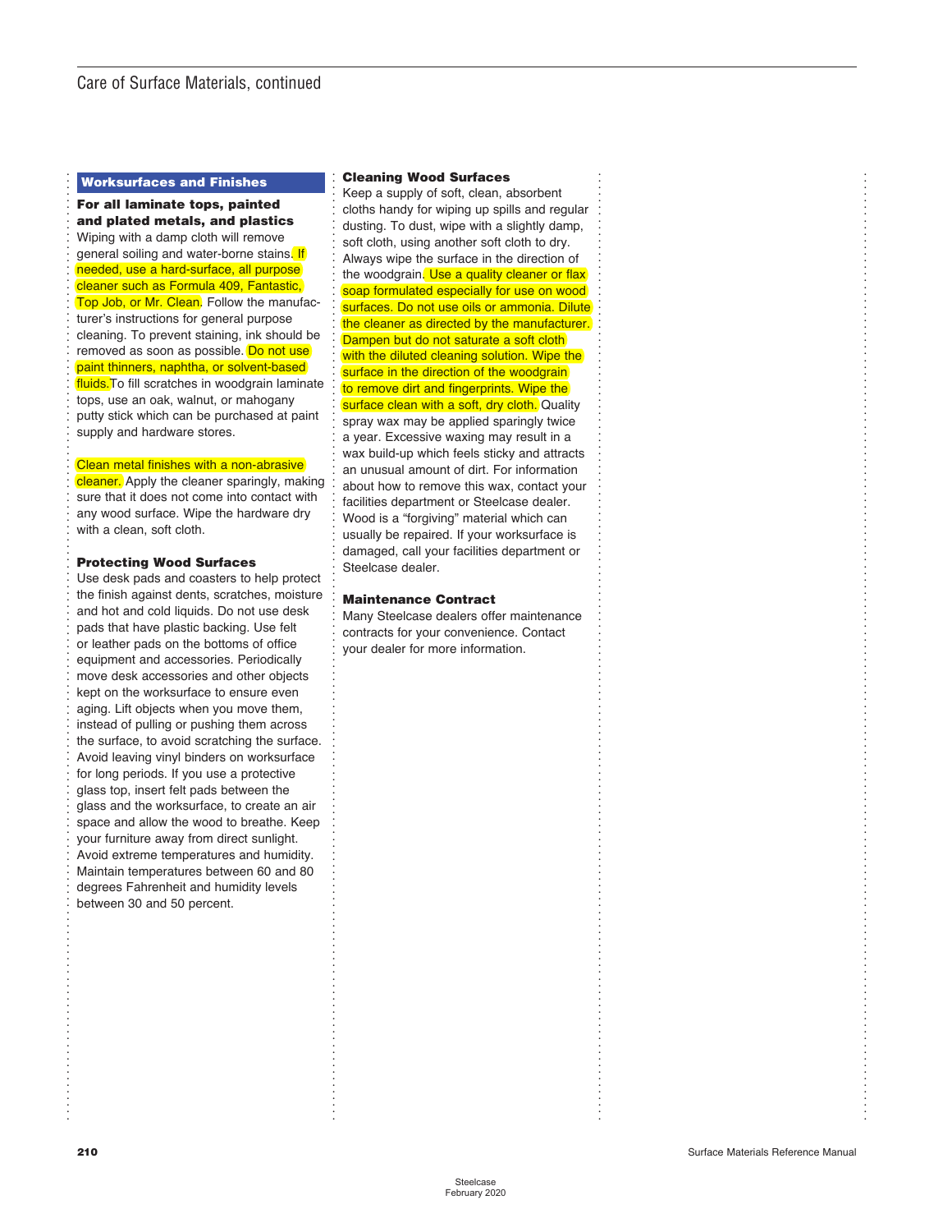# Care of Surface Materials, continued

## Worksurfaces and Finishes

### For all laminate tops, painted and plated metals, and plastics

Wiping with a damp cloth will remove general soiling and water-borne stains. If needed, use a hard-surface, all purpose cleaner such as Formula 409, Fantastic, Top Job, or Mr. Clean. Follow the manufacturer's instructions for general purpose cleaning. To prevent staining, ink should be removed as soon as possible. Do not use paint thinners, naphtha, or solvent-based fluids. To fill scratches in woodgrain laminate tops, use an oak, walnut, or mahogany putty stick which can be purchased at paint supply and hardware stores.

Clean metal finishes with a non-abrasive cleaner. Apply the cleaner sparingly, making sure that it does not come into contact with any wood surface. Wipe the hardware dry with a clean, soft cloth.

### Protecting Wood Surfaces

Use desk pads and coasters to help protect the finish against dents, scratches, moisture and hot and cold liquids. Do not use desk pads that have plastic backing. Use felt or leather pads on the bottoms of office equipment and accessories. Periodically move desk accessories and other objects kept on the worksurface to ensure even aging. Lift objects when you move them, instead of pulling or pushing them across the surface, to avoid scratching the surface. Avoid leaving vinyl binders on worksurface for long periods. If you use a protective glass top, insert felt pads between the glass and the worksurface, to create an air space and allow the wood to breathe. Keep your furniture away from direct sunlight. Avoid extreme temperatures and humidity. Maintain temperatures between 60 and 80 degrees Fahrenheit and humidity levels between 30 and 50 percent.

### Cleaning Wood Surfaces

Keep a supply of soft, clean, absorbent cloths handy for wiping up spills and regular dusting. To dust, wipe with a slightly damp, soft cloth, using another soft cloth to dry. Always wipe the surface in the direction of the woodgrain. Use a quality cleaner or flax soap formulated especially for use on wood surfaces. Do not use oils or ammonia. Dilute the cleaner as directed by the manufacturer. Dampen but do not saturate a soft cloth with the diluted cleaning solution. Wipe the surface in the direction of the woodgrain to remove dirt and fingerprints. Wipe the surface clean with a soft, dry cloth. Quality spray wax may be applied sparingly twice a year. Excessive waxing may result in a wax build-up which feels sticky and attracts an unusual amount of dirt. For information about how to remove this wax, contact your facilities department or Steelcase dealer. Wood is a "forgiving" material which can usually be repaired. If your worksurface is damaged, call your facilities department or Steelcase dealer.

### Maintenance Contract

Many Steelcase dealers offer maintenance contracts for your convenience. Contact your dealer for more information.